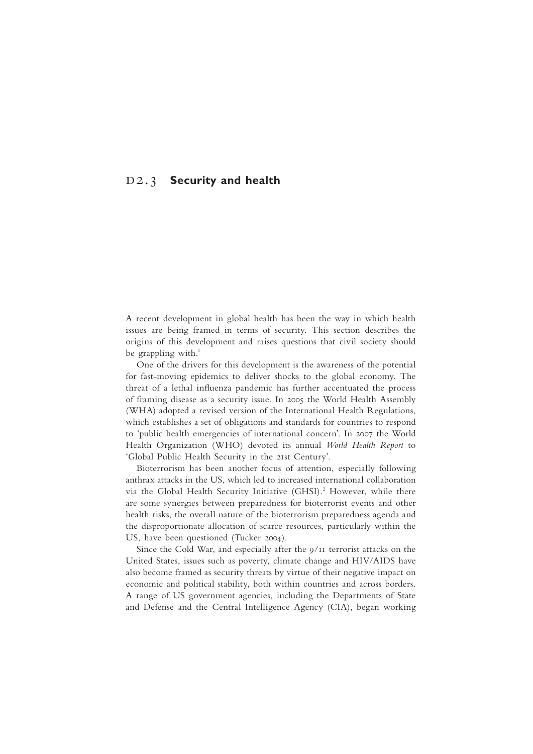# D2.3 Security and health

A recent development in global health has been the way in which health issues are being framed in terms of security. This section describes the origins of this development and raises questions that civil society should be grappling with.[1]

One of the drivers for this development is the awareness of the potential for fast-moving epidemics to deliver shocks to the global economy. The threat of a lethal influenza pandemic has further accentuated the process of framing disease as a security issue. In 2005 the World Health Assembly (WHA) adopted a revised version of the International Health Regulations, which establishes a set of obligations and standards for countries to respond to 'public health emergencies of international concern'. In 2007 the World Health Organization (WHO) devoted its annual *World Health Report* to 'Global Public Health Security in the 21st Century'.

Bioterrorism has been another focus of attention, especially following anthrax attacks in the US, which led to increased international collaboration via the Global Health Security Initiative (GHSI).[2] However, while there are some synergies between preparedness for bioterrorist events and other health risks, the overall nature of the bioterrorism preparedness agenda and the disproportionate allocation of scarce resources, particularly within the US, have been questioned (Tucker 2004).

Since the Cold War, and especially after the 9/11 terrorist attacks on the United States, issues such as poverty, climate change and HIV/AIDS have also become framed as security threats by virtue of their negative impact on economic and political stability, both within countries and across borders. A range of US government agencies, including the Departments of State and Defense and the Central Intelligence Agency (CIA), began working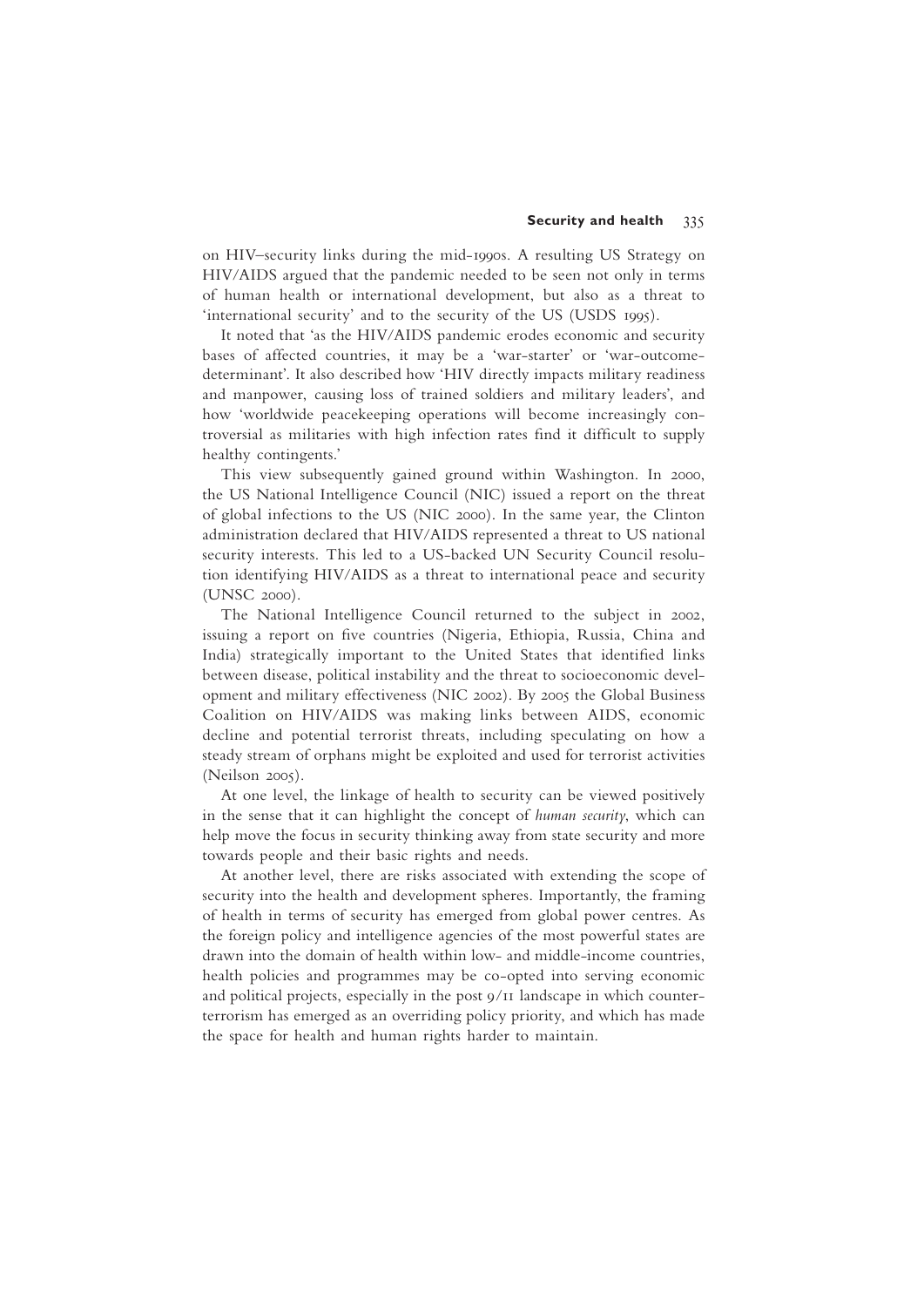on HIV–security links during the mid-1990s. A resulting US Strategy on HIV/AIDS argued that the pandemic needed to be seen not only in terms of human health or international development, but also as a threat to 'international security' and to the security of the US (USDS 1995).

It noted that 'as the HIV/AIDS pandemic erodes economic and security bases of affected countries, it may be a 'war-starter' or 'war-outcome-determinant'. It also described how 'HIV directly impacts military readiness and manpower, causing loss of trained soldiers and military leaders', and how 'worldwide peacekeeping operations will become increasingly controversial as militaries with high infection rates find it difficult to supply healthy contingents.'

This view subsequently gained ground within Washington. In 2000, the US National Intelligence Council (NIC) issued a report on the threat of global infections to the US (NIC 2000). In the same year, the Clinton administration declared that HIV/AIDS represented a threat to US national security interests. This led to a US-backed UN Security Council resolution identifying HIV/AIDS as a threat to international peace and security (UNSC 2000).

The National Intelligence Council returned to the subject in 2002, issuing a report on five countries (Nigeria, Ethiopia, Russia, China and India) strategically important to the United States that identified links between disease, political instability and the threat to socioeconomic development and military effectiveness (NIC 2002). By 2005 the Global Business Coalition on HIV/AIDS was making links between AIDS, economic decline and potential terrorist threats, including speculating on how a steady stream of orphans might be exploited and used for terrorist activities (Neilson 2005).

At one level, the linkage of health to security can be viewed positively in the sense that it can highlight the concept of *human security*, which can help move the focus in security thinking away from state security and more towards people and their basic rights and needs.

At another level, there are risks associated with extending the scope of security into the health and development spheres. Importantly, the framing of health in terms of security has emerged from global power centres. As the foreign policy and intelligence agencies of the most powerful states are drawn into the domain of health within low- and middle-income countries, health policies and programmes may be co-opted into serving economic and political projects, especially in the post 9/11 landscape in which counter-terrorism has emerged as an overriding policy priority, and which has made the space for health and human rights harder to maintain.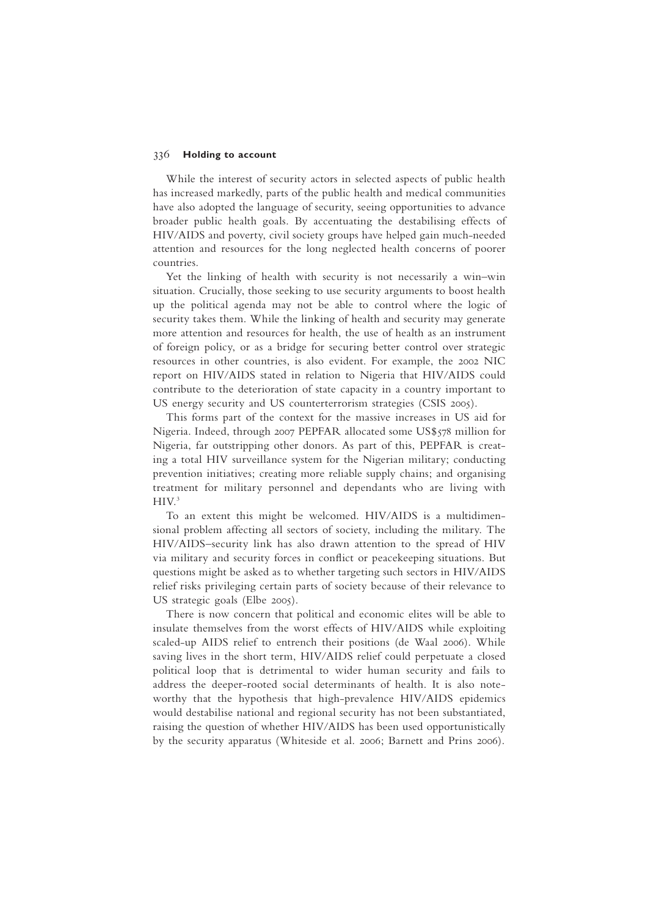While the interest of security actors in selected aspects of public health has increased markedly, parts of the public health and medical communities have also adopted the language of security, seeing opportunities to advance broader public health goals. By accentuating the destabilising effects of HIV/AIDS and poverty, civil society groups have helped gain much-needed attention and resources for the long neglected health concerns of poorer countries.

Yet the linking of health with security is not necessarily a win–win situation. Crucially, those seeking to use security arguments to boost health up the political agenda may not be able to control where the logic of security takes them. While the linking of health and security may generate more attention and resources for health, the use of health as an instrument of foreign policy, or as a bridge for securing better control over strategic resources in other countries, is also evident. For example, the 2002 NIC report on HIV/AIDS stated in relation to Nigeria that HIV/AIDS could contribute to the deterioration of state capacity in a country important to US energy security and US counterterrorism strategies (CSIS 2005).

This forms part of the context for the massive increases in US aid for Nigeria. Indeed, through 2007 PEPFAR allocated some US$578 million for Nigeria, far outstripping other donors. As part of this, PEPFAR is creating a total HIV surveillance system for the Nigerian military; conducting prevention initiatives; creating more reliable supply chains; and organising treatment for military personnel and dependants who are living with HIV.[3]

To an extent this might be welcomed. HIV/AIDS is a multidimensional problem affecting all sectors of society, including the military. The HIV/AIDS–security link has also drawn attention to the spread of HIV via military and security forces in conflict or peacekeeping situations. But questions might be asked as to whether targeting such sectors in HIV/AIDS relief risks privileging certain parts of society because of their relevance to US strategic goals (Elbe 2005).

There is now concern that political and economic elites will be able to insulate themselves from the worst effects of HIV/AIDS while exploiting scaled-up AIDS relief to entrench their positions (de Waal 2006). While saving lives in the short term, HIV/AIDS relief could perpetuate a closed political loop that is detrimental to wider human security and fails to address the deeper-rooted social determinants of health. It is also noteworthy that the hypothesis that high-prevalence HIV/AIDS epidemics would destabilise national and regional security has not been substantiated, raising the question of whether HIV/AIDS has been used opportunistically by the security apparatus (Whiteside et al. 2006; Barnett and Prins 2006).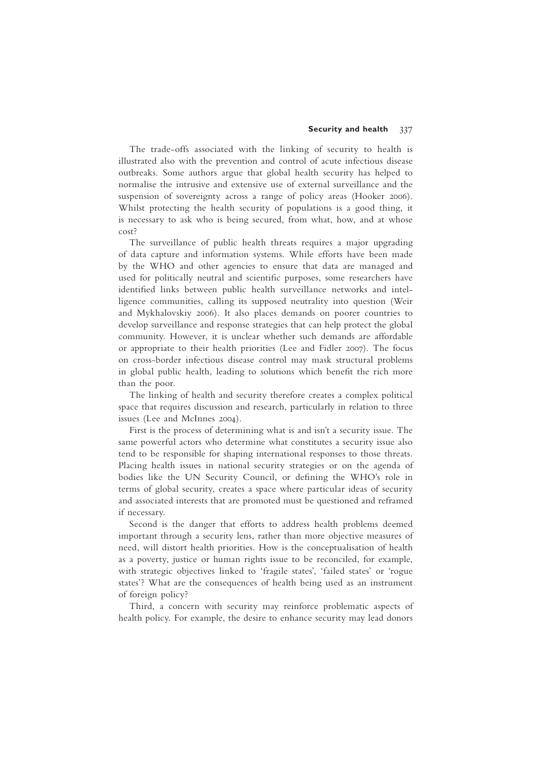The trade-offs associated with the linking of security to health is illustrated also with the prevention and control of acute infectious disease outbreaks. Some authors argue that global health security has helped to normalise the intrusive and extensive use of external surveillance and the suspension of sovereignty across a range of policy areas (Hooker 2006). Whilst protecting the health security of populations is a good thing, it is necessary to ask who is being secured, from what, how, and at whose cost?

The surveillance of public health threats requires a major upgrading of data capture and information systems. While efforts have been made by the WHO and other agencies to ensure that data are managed and used for politically neutral and scientific purposes, some researchers have identified links between public health surveillance networks and intelligence communities, calling its supposed neutrality into question (Weir and Mykhalovskiy 2006). It also places demands on poorer countries to develop surveillance and response strategies that can help protect the global community. However, it is unclear whether such demands are affordable or appropriate to their health priorities (Lee and Fidler 2007). The focus on cross-border infectious disease control may mask structural problems in global public health, leading to solutions which benefit the rich more than the poor.

The linking of health and security therefore creates a complex political space that requires discussion and research, particularly in relation to three issues (Lee and McInnes 2004).

First is the process of determining what is and isn't a security issue. The same powerful actors who determine what constitutes a security issue also tend to be responsible for shaping international responses to those threats. Placing health issues in national security strategies or on the agenda of bodies like the UN Security Council, or defining the WHO's role in terms of global security, creates a space where particular ideas of security and associated interests that are promoted must be questioned and reframed if necessary.

Second is the danger that efforts to address health problems deemed important through a security lens, rather than more objective measures of need, will distort health priorities. How is the conceptualisation of health as a poverty, justice or human rights issue to be reconciled, for example, with strategic objectives linked to 'fragile states', 'failed states' or 'rogue states'? What are the consequences of health being used as an instrument of foreign policy?

Third, a concern with security may reinforce problematic aspects of health policy. For example, the desire to enhance security may lead donors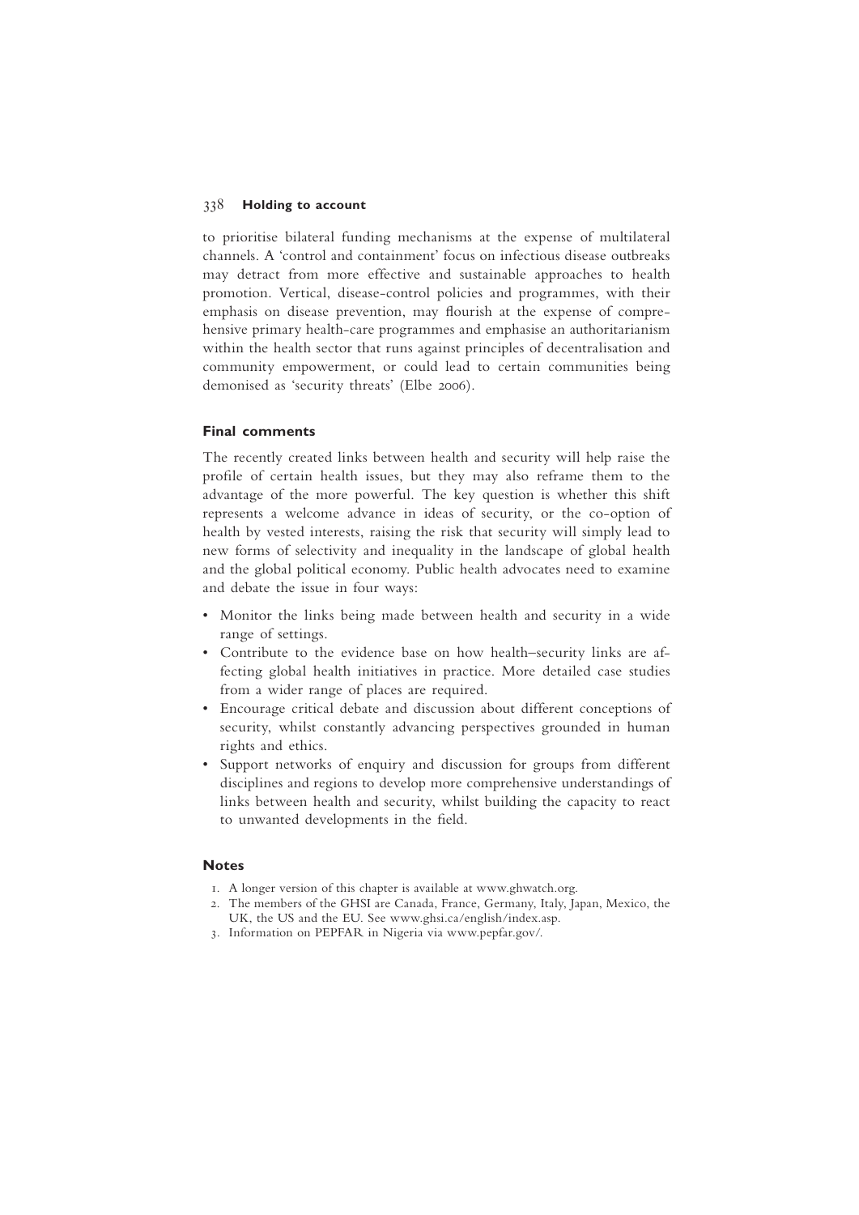to prioritise bilateral funding mechanisms at the expense of multilateral channels. A 'control and containment' focus on infectious disease outbreaks may detract from more effective and sustainable approaches to health promotion. Vertical, disease-control policies and programmes, with their emphasis on disease prevention, may flourish at the expense of comprehensive primary health-care programmes and emphasise an authoritarianism within the health sector that runs against principles of decentralisation and community empowerment, or could lead to certain communities being demonised as 'security threats' (Elbe 2006).

## Final comments

The recently created links between health and security will help raise the profile of certain health issues, but they may also reframe them to the advantage of the more powerful. The key question is whether this shift represents a welcome advance in ideas of security, or the co-option of health by vested interests, raising the risk that security will simply lead to new forms of selectivity and inequality in the landscape of global health and the global political economy. Public health advocates need to examine and debate the issue in four ways:

- Monitor the links being made between health and security in a wide range of settings.
- Contribute to the evidence base on how health–security links are affecting global health initiatives in practice. More detailed case studies from a wider range of places are required.
- Encourage critical debate and discussion about different conceptions of security, whilst constantly advancing perspectives grounded in human rights and ethics.
- Support networks of enquiry and discussion for groups from different disciplines and regions to develop more comprehensive understandings of links between health and security, whilst building the capacity to react to unwanted developments in the field.

## Notes

1. A longer version of this chapter is available at www.ghwatch.org.
2. The members of the GHSI are Canada, France, Germany, Italy, Japan, Mexico, the UK, the US and the EU. See www.ghsi.ca/english/index.asp.
3. Information on PEPFAR in Nigeria via www.pepfar.gov/.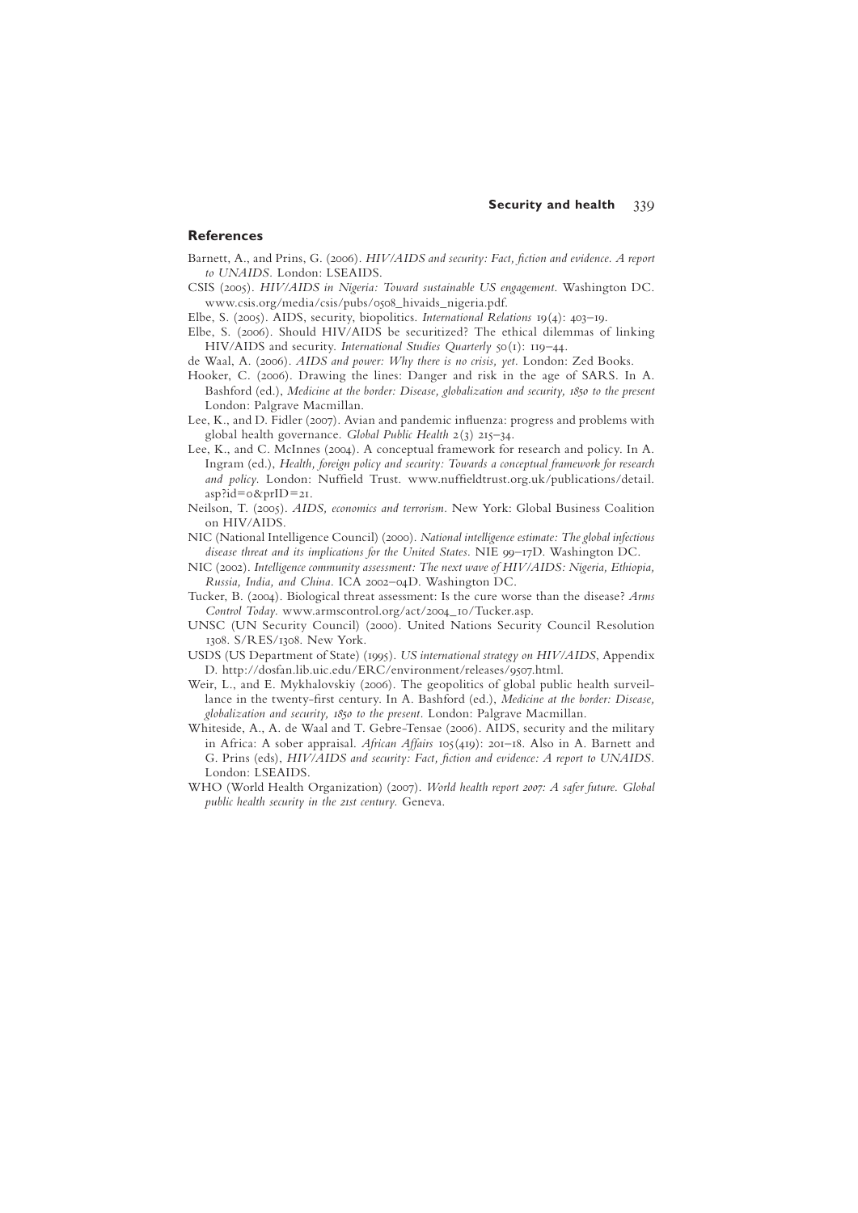## References

Barnett, A., and Prins, G. (2006). *HIV/AIDS and security: Fact, fiction and evidence. A report to UNAIDS.* London: LSEAIDS.

CSIS (2005). *HIV/AIDS in Nigeria: Toward sustainable US engagement.* Washington DC. www.csis.org/media/csis/pubs/0508_hivaids_nigeria.pdf.

Elbe, S. (2005). AIDS, security, biopolitics. *International Relations* 19(4): 403–19.

Elbe, S. (2006). Should HIV/AIDS be securitized? The ethical dilemmas of linking HIV/AIDS and security. *International Studies Quarterly* 50(1): 119–44.

de Waal, A. (2006). *AIDS and power: Why there is no crisis, yet.* London: Zed Books.

Hooker, C. (2006). Drawing the lines: Danger and risk in the age of SARS. In A. Bashford (ed.), *Medicine at the border: Disease, globalization and security, 1850 to the present* London: Palgrave Macmillan.

Lee, K., and D. Fidler (2007). Avian and pandemic influenza: progress and problems with global health governance. *Global Public Health* 2(3) 215–34.

Lee, K., and C. McInnes (2004). A conceptual framework for research and policy. In A. Ingram (ed.), *Health, foreign policy and security: Towards a conceptual framework for research and policy.* London: Nuffield Trust. www.nuffieldtrust.org.uk/publications/detail.asp?id=0&prID=21.

Neilson, T. (2005). *AIDS, economics and terrorism.* New York: Global Business Coalition on HIV/AIDS.

NIC (National Intelligence Council) (2000). *National intelligence estimate: The global infectious disease threat and its implications for the United States.* NIE 99–17D. Washington DC.

NIC (2002). *Intelligence community assessment: The next wave of HIV/AIDS: Nigeria, Ethiopia, Russia, India, and China.* ICA 2002–04D. Washington DC.

Tucker, B. (2004). Biological threat assessment: Is the cure worse than the disease? *Arms Control Today.* www.armscontrol.org/act/2004_10/Tucker.asp.

UNSC (UN Security Council) (2000). United Nations Security Council Resolution 1308. S/RES/1308. New York.

USDS (US Department of State) (1995). *US international strategy on HIV/AIDS*, Appendix D. http://dosfan.lib.uic.edu/ERC/environment/releases/9507.html.

Weir, L., and E. Mykhalovskiy (2006). The geopolitics of global public health surveillance in the twenty-first century. In A. Bashford (ed.), *Medicine at the border: Disease, globalization and security, 1850 to the present*. London: Palgrave Macmillan.

Whiteside, A., A. de Waal and T. Gebre-Tensae (2006). AIDS, security and the military in Africa: A sober appraisal. *African Affairs* 105(419): 201–18. Also in A. Barnett and G. Prins (eds), *HIV/AIDS and security: Fact, fiction and evidence: A report to UNAIDS.* London: LSEAIDS.

WHO (World Health Organization) (2007). *World health report 2007: A safer future. Global public health security in the 21st century.* Geneva.